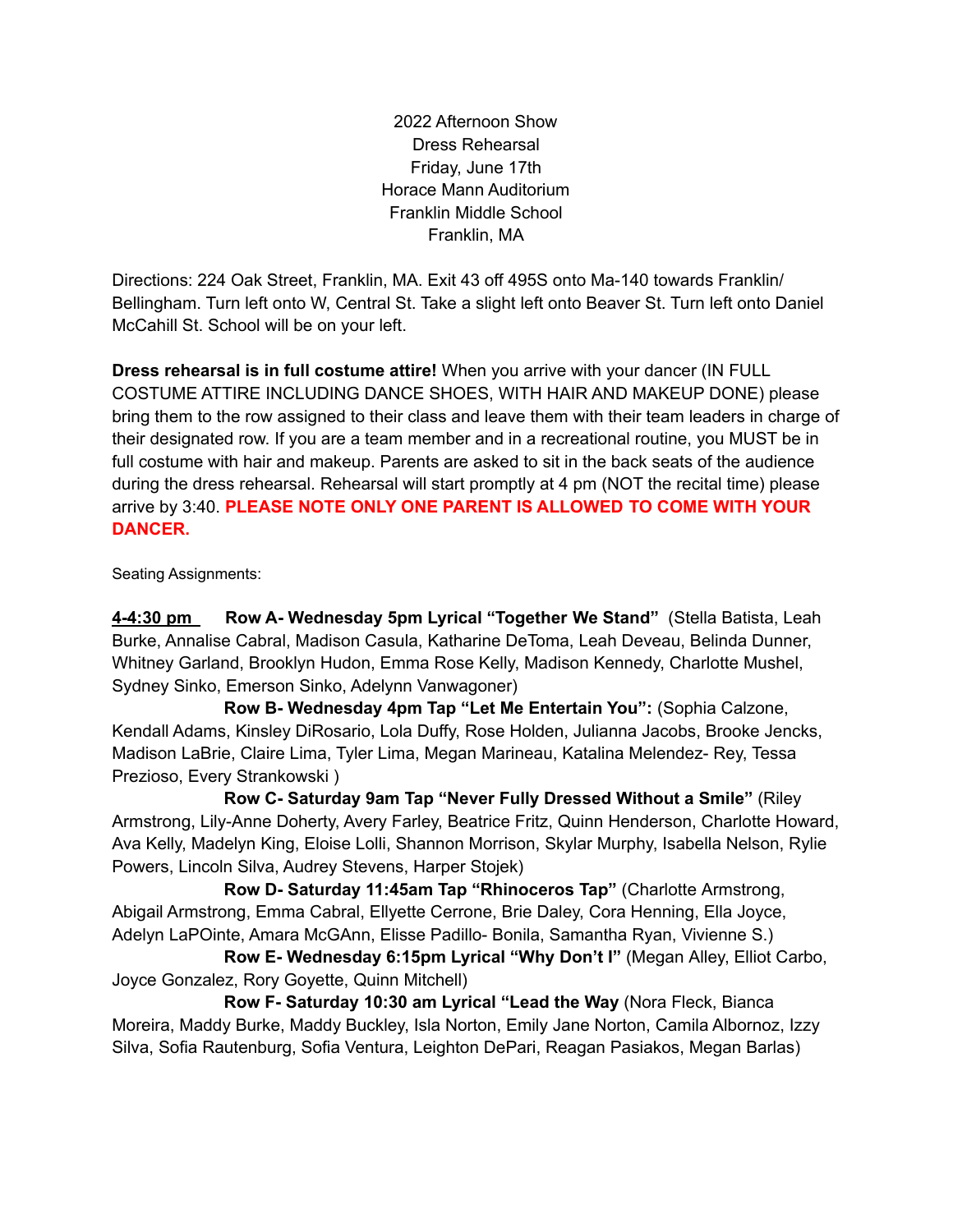2022 Afternoon Show
Dress Rehearsal
Friday, June 17th
Horace Mann Auditorium
Franklin Middle School
Franklin, MA

Directions: 224 Oak Street, Franklin, MA. Exit 43 off 495S onto Ma-140 towards Franklin/ Bellingham. Turn left onto W, Central St. Take a slight left onto Beaver St. Turn left onto Daniel McCahill St. School will be on your left.

**Dress rehearsal is in full costume attire!** When you arrive with your dancer (IN FULL COSTUME ATTIRE INCLUDING DANCE SHOES, WITH HAIR AND MAKEUP DONE) please bring them to the row assigned to their class and leave them with their team leaders in charge of their designated row. If you are a team member and in a recreational routine, you MUST be in full costume with hair and makeup. Parents are asked to sit in the back seats of the audience during the dress rehearsal. Rehearsal will start promptly at 4 pm (NOT the recital time) please arrive by 3:40. **PLEASE NOTE ONLY ONE PARENT IS ALLOWED TO COME WITH YOUR DANCER.**

Seating Assignments:

**4-4:30 pm** **Row A- Wednesday 5pm Lyrical "Together We Stand"** (Stella Batista, Leah Burke, Annalise Cabral, Madison Casula, Katharine DeToma, Leah Deveau, Belinda Dunner, Whitney Garland, Brooklyn Hudon, Emma Rose Kelly, Madison Kennedy, Charlotte Mushel, Sydney Sinko, Emerson Sinko, Adelynn Vanwagoner)

**Row B- Wednesday 4pm Tap "Let Me Entertain You":** (Sophia Calzone, Kendall Adams, Kinsley DiRosario, Lola Duffy, Rose Holden, Julianna Jacobs, Brooke Jencks, Madison LaBrie, Claire Lima, Tyler Lima, Megan Marineau, Katalina Melendez- Rey, Tessa Prezioso, Every Strankowski )

**Row C- Saturday 9am Tap "Never Fully Dressed Without a Smile"** (Riley Armstrong, Lily-Anne Doherty, Avery Farley, Beatrice Fritz, Quinn Henderson, Charlotte Howard, Ava Kelly, Madelyn King, Eloise Lolli, Shannon Morrison, Skylar Murphy, Isabella Nelson, Rylie Powers, Lincoln Silva, Audrey Stevens, Harper Stojek)

**Row D- Saturday 11:45am Tap "Rhinoceros Tap"** (Charlotte Armstrong, Abigail Armstrong, Emma Cabral, Ellyette Cerrone, Brie Daley, Cora Henning, Ella Joyce, Adelyn LaPOinte, Amara McGAnn, Elisse Padillo- Bonila, Samantha Ryan, Vivienne S.)

**Row E- Wednesday 6:15pm Lyrical "Why Don't I"** (Megan Alley, Elliot Carbo, Joyce Gonzalez, Rory Goyette, Quinn Mitchell)

**Row F- Saturday 10:30 am Lyrical "Lead the Way** (Nora Fleck, Bianca Moreira, Maddy Burke, Maddy Buckley, Isla Norton, Emily Jane Norton, Camila Albornoz, Izzy Silva, Sofia Rautenburg, Sofia Ventura, Leighton DePari, Reagan Pasiakos, Megan Barlas)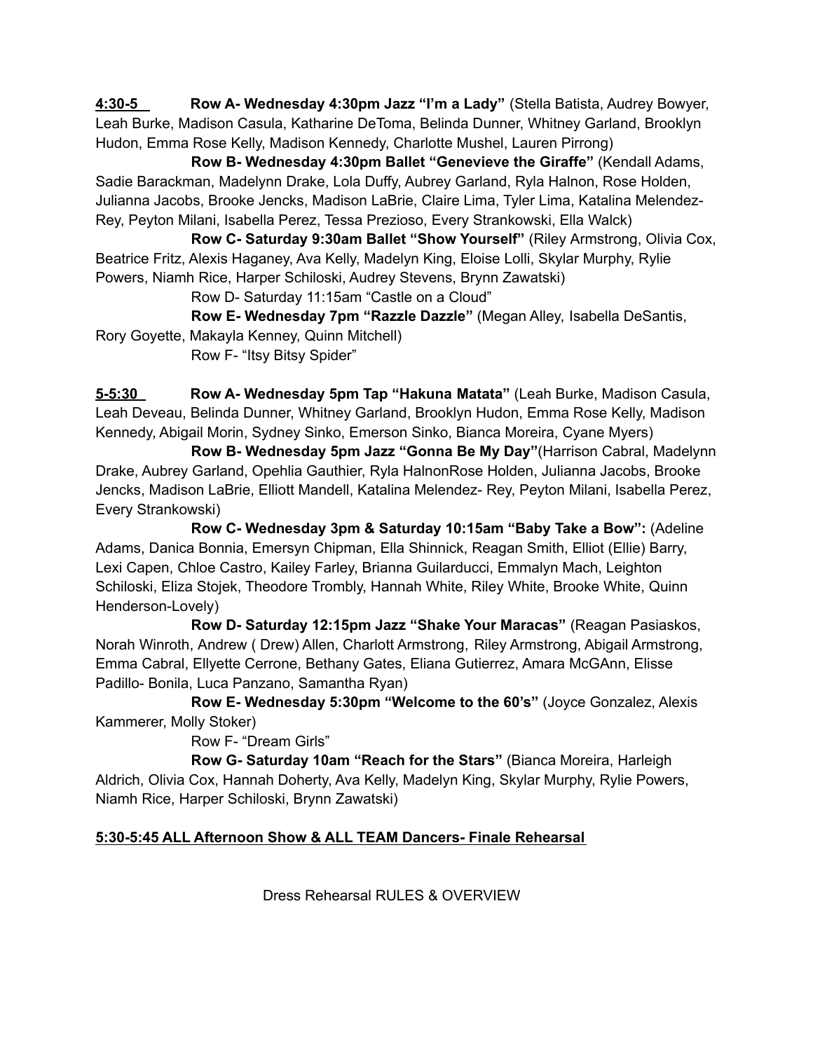**4:30-5** **Row A- Wednesday 4:30pm Jazz "I'm a Lady"** (Stella Batista, Audrey Bowyer, Leah Burke, Madison Casula, Katharine DeToma, Belinda Dunner, Whitney Garland, Brooklyn Hudon, Emma Rose Kelly, Madison Kennedy, Charlotte Mushel, Lauren Pirrong)

**Row B- Wednesday 4:30pm Ballet "Genevieve the Giraffe"** (Kendall Adams, Sadie Barackman, Madelynn Drake, Lola Duffy, Aubrey Garland, Ryla Halnon, Rose Holden, Julianna Jacobs, Brooke Jencks, Madison LaBrie, Claire Lima, Tyler Lima, Katalina Melendez-Rey, Peyton Milani, Isabella Perez, Tessa Prezioso, Every Strankowski, Ella Walck)

**Row C- Saturday 9:30am Ballet "Show Yourself"** (Riley Armstrong, Olivia Cox, Beatrice Fritz, Alexis Haganey, Ava Kelly, Madelyn King, Eloise Lolli, Skylar Murphy, Rylie Powers, Niamh Rice, Harper Schiloski, Audrey Stevens, Brynn Zawatski)

Row D- Saturday 11:15am "Castle on a Cloud"

**Row E- Wednesday 7pm "Razzle Dazzle"** (Megan Alley, Isabella DeSantis, Rory Goyette, Makayla Kenney, Quinn Mitchell)

Row F- "Itsy Bitsy Spider"

**5-5:30** **Row A- Wednesday 5pm Tap "Hakuna Matata"** (Leah Burke, Madison Casula, Leah Deveau, Belinda Dunner, Whitney Garland, Brooklyn Hudon, Emma Rose Kelly, Madison Kennedy, Abigail Morin, Sydney Sinko, Emerson Sinko, Bianca Moreira, Cyane Myers)

**Row B- Wednesday 5pm Jazz "Gonna Be My Day"**(Harrison Cabral, Madelynn Drake, Aubrey Garland, Opehlia Gauthier, Ryla HalnonRose Holden, Julianna Jacobs, Brooke Jencks, Madison LaBrie, Elliott Mandell, Katalina Melendez- Rey, Peyton Milani, Isabella Perez, Every Strankowski)

**Row C- Wednesday 3pm & Saturday 10:15am "Baby Take a Bow":** (Adeline Adams, Danica Bonnia, Emersyn Chipman, Ella Shinnick, Reagan Smith, Elliot (Ellie) Barry, Lexi Capen, Chloe Castro, Kailey Farley, Brianna Guilarducci, Emmalyn Mach, Leighton Schiloski, Eliza Stojek, Theodore Trombly, Hannah White, Riley White, Brooke White, Quinn Henderson-Lovely)

**Row D- Saturday 12:15pm Jazz "Shake Your Maracas"** (Reagan Pasiaskos, Norah Winroth, Andrew ( Drew) Allen, Charlott Armstrong, Riley Armstrong, Abigail Armstrong, Emma Cabral, Ellyette Cerrone, Bethany Gates, Eliana Gutierrez, Amara McGAnn, Elisse Padillo- Bonila, Luca Panzano, Samantha Ryan)

**Row E- Wednesday 5:30pm "Welcome to the 60's"** (Joyce Gonzalez, Alexis Kammerer, Molly Stoker)

Row F- "Dream Girls"

**Row G- Saturday 10am "Reach for the Stars"** (Bianca Moreira, Harleigh Aldrich, Olivia Cox, Hannah Doherty, Ava Kelly, Madelyn King, Skylar Murphy, Rylie Powers, Niamh Rice, Harper Schiloski, Brynn Zawatski)

**5:30-5:45 ALL Afternoon Show & ALL TEAM Dancers- Finale Rehearsal**

Dress Rehearsal RULES & OVERVIEW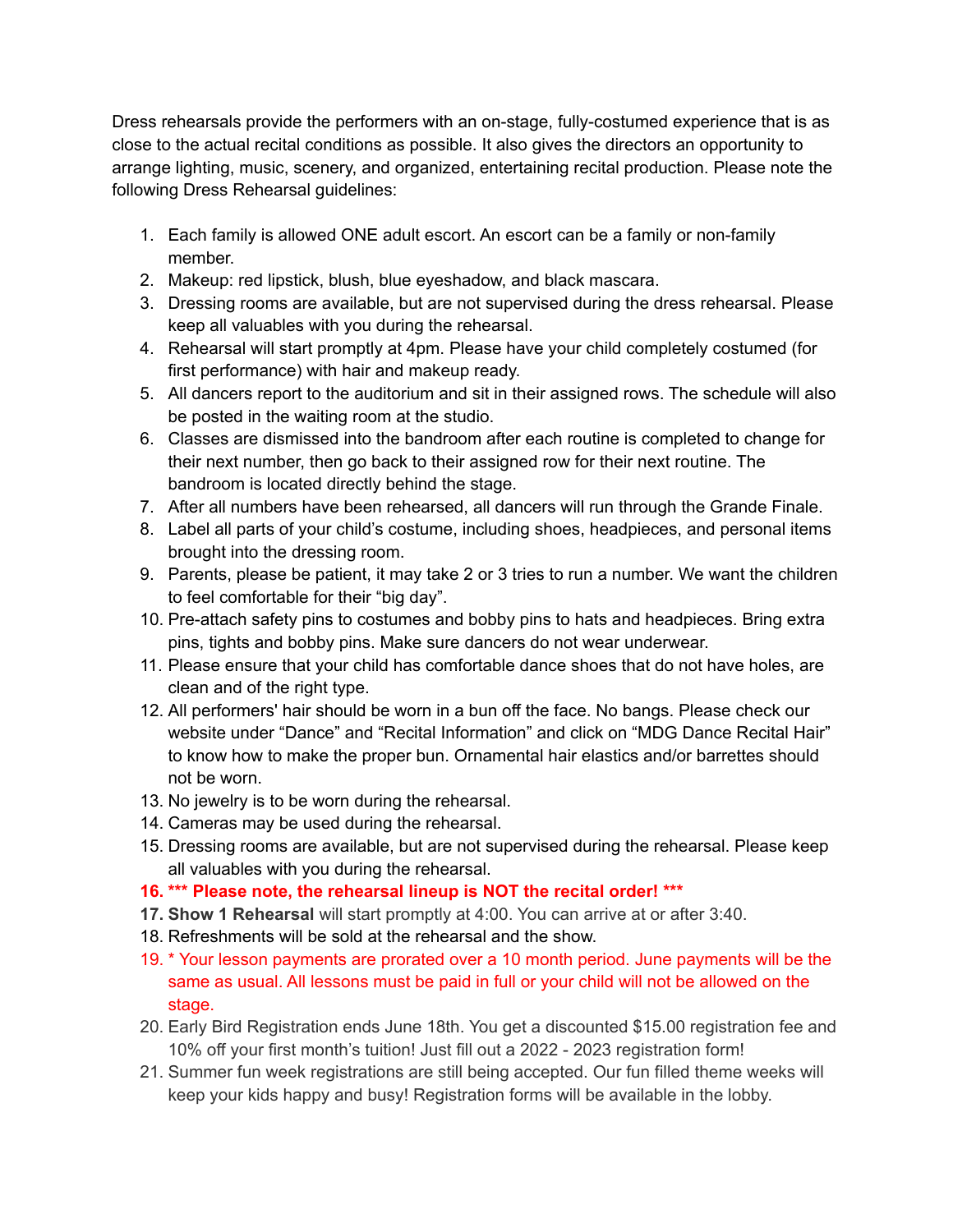Dress rehearsals provide the performers with an on-stage, fully-costumed experience that is as close to the actual recital conditions as possible. It also gives the directors an opportunity to arrange lighting, music, scenery, and organized, entertaining recital production. Please note the following Dress Rehearsal guidelines:

1. Each family is allowed ONE adult escort. An escort can be a family or non-family member.
2. Makeup: red lipstick, blush, blue eyeshadow, and black mascara.
3. Dressing rooms are available, but are not supervised during the dress rehearsal. Please keep all valuables with you during the rehearsal.
4. Rehearsal will start promptly at 4pm. Please have your child completely costumed (for first performance) with hair and makeup ready.
5. All dancers report to the auditorium and sit in their assigned rows. The schedule will also be posted in the waiting room at the studio.
6. Classes are dismissed into the bandroom after each routine is completed to change for their next number, then go back to their assigned row for their next routine. The bandroom is located directly behind the stage.
7. After all numbers have been rehearsed, all dancers will run through the Grande Finale.
8. Label all parts of your child's costume, including shoes, headpieces, and personal items brought into the dressing room.
9. Parents, please be patient, it may take 2 or 3 tries to run a number. We want the children to feel comfortable for their "big day".
10. Pre-attach safety pins to costumes and bobby pins to hats and headpieces. Bring extra pins, tights and bobby pins. Make sure dancers do not wear underwear.
11. Please ensure that your child has comfortable dance shoes that do not have holes, are clean and of the right type.
12. All performers' hair should be worn in a bun off the face. No bangs. Please check our website under "Dance" and "Recital Information" and click on "MDG Dance Recital Hair" to know how to make the proper bun. Ornamental hair elastics and/or barrettes should not be worn.
13. No jewelry is to be worn during the rehearsal.
14. Cameras may be used during the rehearsal.
15. Dressing rooms are available, but are not supervised during the rehearsal. Please keep all valuables with you during the rehearsal.
16. **\*\*\* Please note, the rehearsal lineup is NOT the recital order! \*\*\***
17. **Show 1 Rehearsal** will start promptly at 4:00. You can arrive at or after 3:40.
18. Refreshments will be sold at the rehearsal and the show.
19. * Your lesson payments are prorated over a 10 month period. June payments will be the same as usual. All lessons must be paid in full or your child will not be allowed on the stage.
20. Early Bird Registration ends June 18th. You get a discounted $15.00 registration fee and 10% off your first month's tuition! Just fill out a 2022 - 2023 registration form!
21. Summer fun week registrations are still being accepted. Our fun filled theme weeks will keep your kids happy and busy! Registration forms will be available in the lobby.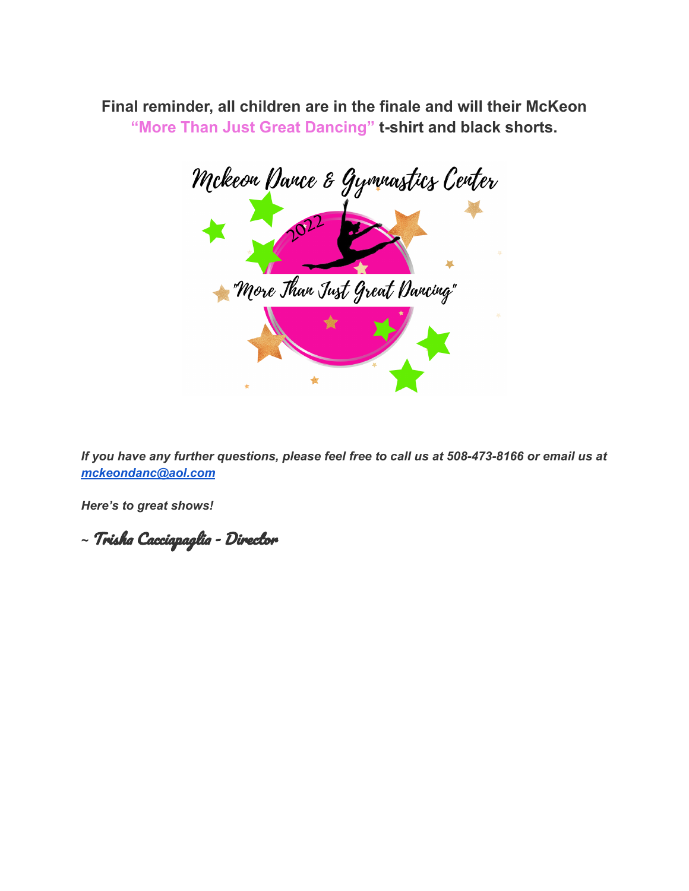**Final reminder, all children are in the finale and will their McKeon "More Than Just Great Dancing" t-shirt and black shorts.**

***If you have any further questions, please feel free to call us at 508-473-8166 or email us at [mckeondanc@aol.com](mailto:mckeondanc@aol.com)***

***Here's to great shows!***

~ Trisha Cacciapaglia - Director